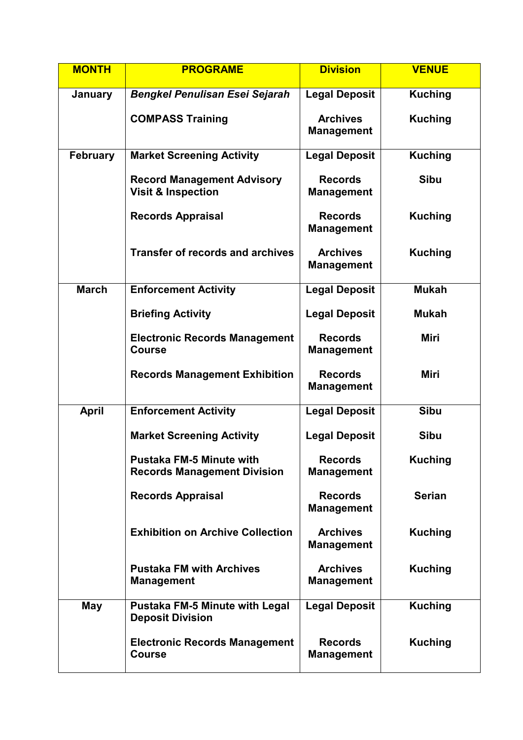| MONTH | PROGRAME | Division | VENUE |
|---|---|---|---|
| January | *Bengkel Penulisan Esei Sejarah* | Legal Deposit | Kuching |
| | COMPASS Training | Archives Management | Kuching |
| February | Market Screening Activity | Legal Deposit | Kuching |
| | Record Management Advisory Visit & Inspection | Records Management | Sibu |
| | Records Appraisal | Records Management | Kuching |
| | Transfer of records and archives | Archives Management | Kuching |
| March | Enforcement Activity | Legal Deposit | Mukah |
| | Briefing Activity | Legal Deposit | Mukah |
| | Electronic Records Management Course | Records Management | Miri |
| | Records Management Exhibition | Records Management | Miri |
| April | Enforcement Activity | Legal Deposit | Sibu |
| | Market Screening Activity | Legal Deposit | Sibu |
| | Pustaka FM-5 Minute with Records Management Division | Records Management | Kuching |
| | Records Appraisal | Records Management | Serian |
| | Exhibition on Archive Collection | Archives Management | Kuching |
| | Pustaka FM with Archives Management | Archives Management | Kuching |
| May | Pustaka FM-5 Minute with Legal Deposit Division | Legal Deposit | Kuching |
| | Electronic Records Management Course | Records Management | Kuching |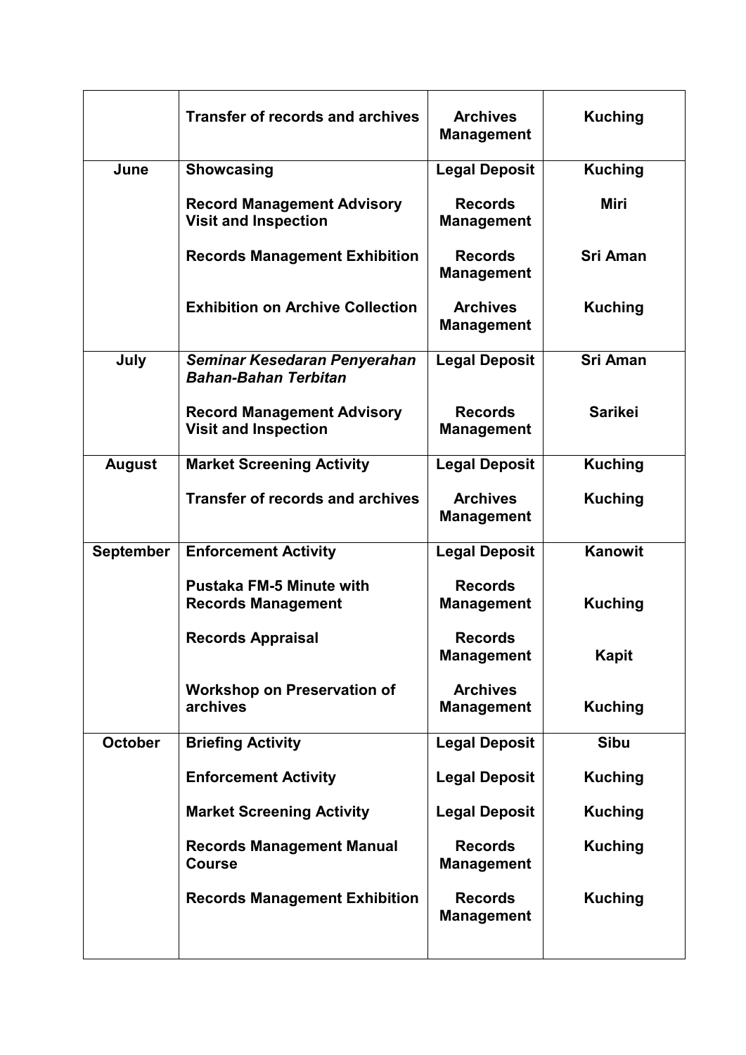|  |  |  |  |
| --- | --- | --- | --- |
|  | **Transfer of records and archives** | **Archives Management** | **Kuching** |
| **June** | **Showcasing** | **Legal Deposit** | **Kuching** |
|  | **Record Management Advisory Visit and Inspection** | **Records Management** | **Miri** |
|  | **Records Management Exhibition** | **Records Management** | **Sri Aman** |
|  | **Exhibition on Archive Collection** | **Archives Management** | **Kuching** |
| **July** | ***Seminar Kesedaran Penyerahan Bahan-Bahan Terbitan*** | **Legal Deposit** | **Sri Aman** |
|  | **Record Management Advisory Visit and Inspection** | **Records Management** | **Sarikei** |
| **August** | **Market Screening Activity** | **Legal Deposit** | **Kuching** |
|  | **Transfer of records and archives** | **Archives Management** | **Kuching** |
| **September** | **Enforcement Activity** | **Legal Deposit** | **Kanowit** |
|  | **Pustaka FM-5 Minute with Records Management** | **Records Management** | **Kuching** |
|  | **Records Appraisal** | **Records Management** | **Kapit** |
|  | **Workshop on Preservation of archives** | **Archives Management** | **Kuching** |
| **October** | **Briefing Activity** | **Legal Deposit** | **Sibu** |
|  | **Enforcement Activity** | **Legal Deposit** | **Kuching** |
|  | **Market Screening Activity** | **Legal Deposit** | **Kuching** |
|  | **Records Management Manual Course** | **Records Management** | **Kuching** |
|  | **Records Management Exhibition** | **Records Management** | **Kuching** |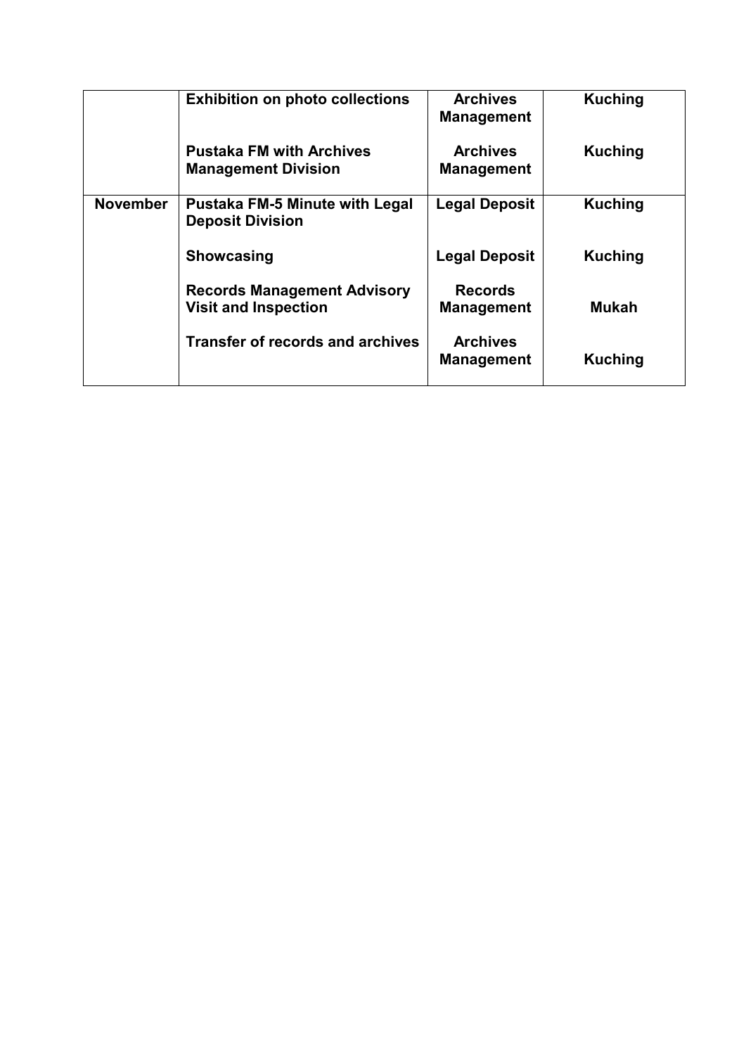| | | | |
|---|---|---|---|
| | **Exhibition on photo collections** | **Archives Management** | **Kuching** |
| | **Pustaka FM with Archives Management Division** | **Archives Management** | **Kuching** |
| **November** | **Pustaka FM-5 Minute with Legal Deposit Division** | **Legal Deposit** | **Kuching** |
| | **Showcasing** | **Legal Deposit** | **Kuching** |
| | **Records Management Advisory Visit and Inspection** | **Records Management** | **Mukah** |
| | **Transfer of records and archives** | **Archives Management** | **Kuching** |